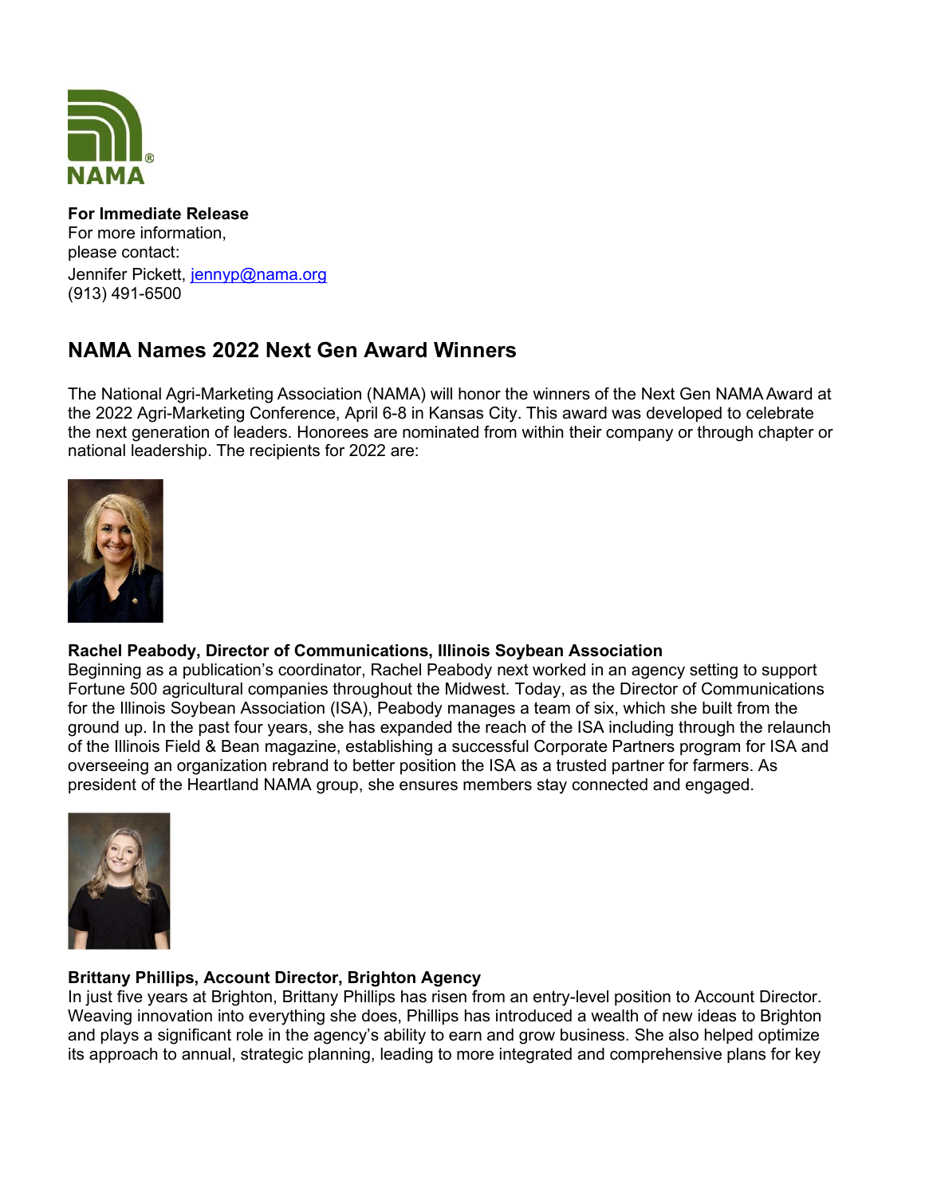**For Immediate Release**
For more information,
please contact:
Jennifer Pickett, jennyp@nama.org
(913) 491-6500

## NAMA Names 2022 Next Gen Award Winners

The National Agri-Marketing Association (NAMA) will honor the winners of the Next Gen NAMA Award at the 2022 Agri-Marketing Conference, April 6-8 in Kansas City. This award was developed to celebrate the next generation of leaders. Honorees are nominated from within their company or through chapter or national leadership. The recipients for 2022 are:

**Rachel Peabody, Director of Communications, Illinois Soybean Association**
Beginning as a publication's coordinator, Rachel Peabody next worked in an agency setting to support Fortune 500 agricultural companies throughout the Midwest. Today, as the Director of Communications for the Illinois Soybean Association (ISA), Peabody manages a team of six, which she built from the ground up. In the past four years, she has expanded the reach of the ISA including through the relaunch of the Illinois Field & Bean magazine, establishing a successful Corporate Partners program for ISA and overseeing an organization rebrand to better position the ISA as a trusted partner for farmers. As president of the Heartland NAMA group, she ensures members stay connected and engaged.

**Brittany Phillips, Account Director, Brighton Agency**
In just five years at Brighton, Brittany Phillips has risen from an entry-level position to Account Director. Weaving innovation into everything she does, Phillips has introduced a wealth of new ideas to Brighton and plays a significant role in the agency's ability to earn and grow business. She also helped optimize its approach to annual, strategic planning, leading to more integrated and comprehensive plans for key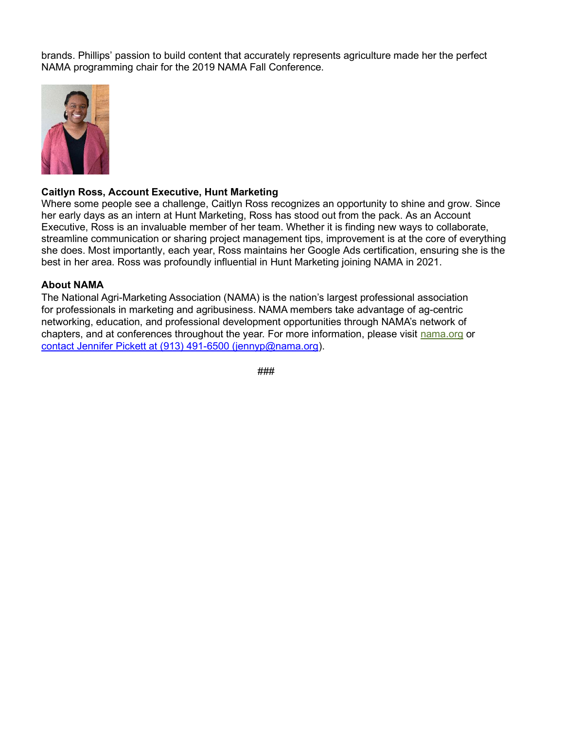brands. Phillips' passion to build content that accurately represents agriculture made her the perfect NAMA programming chair for the 2019 NAMA Fall Conference.

**Caitlyn Ross, Account Executive, Hunt Marketing**
Where some people see a challenge, Caitlyn Ross recognizes an opportunity to shine and grow. Since her early days as an intern at Hunt Marketing, Ross has stood out from the pack. As an Account Executive, Ross is an invaluable member of her team. Whether it is finding new ways to collaborate, streamline communication or sharing project management tips, improvement is at the core of everything she does. Most importantly, each year, Ross maintains her Google Ads certification, ensuring she is the best in her area. Ross was profoundly influential in Hunt Marketing joining NAMA in 2021.

**About NAMA**
The National Agri-Marketing Association (NAMA) is the nation's largest professional association for professionals in marketing and agribusiness. NAMA members take advantage of ag-centric networking, education, and professional development opportunities through NAMA's network of chapters, and at conferences throughout the year. For more information, please visit nama.org or contact Jennifer Pickett at (913) 491-6500 (jennyp@nama.org).

###